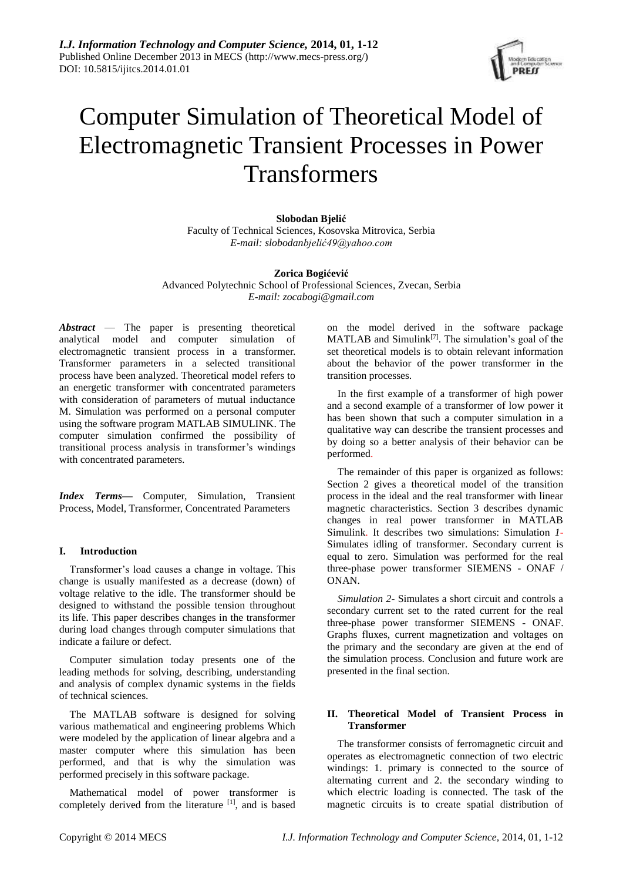# Computer Simulation of Theoretical Model of Electromagnetic Transient Processes in Power Transformers

**Slobodan Bjelić**
Faculty of Technical Sciences, Kosovska Mitrovica, Serbia
*E-mail: slobodanbjelić49@yahoo.com*

**Zorica Bogićević**
Advanced Polytechnic School of Professional Sciences, Zvecan, Serbia
*E-mail: zocabogi@gmail.com*

***Abstract*** — The paper is presenting theoretical analytical model and computer simulation of electromagnetic transient process in a transformer. Transformer parameters in a selected transitional process have been analyzed. Theoretical model refers to an energetic transformer with concentrated parameters with consideration of parameters of mutual inductance M. Simulation was performed on a personal computer using the software program MATLAB SIMULINK. The computer simulation confirmed the possibility of transitional process analysis in transformer's windings with concentrated parameters.

***Index Terms*—** Computer, Simulation, Transient Process, Model, Transformer, Concentrated Parameters

## I. Introduction

Transformer's load causes a change in voltage. This change is usually manifested as a decrease (down) of voltage relative to the idle. The transformer should be designed to withstand the possible tension throughout its life. This paper describes changes in the transformer during load changes through computer simulations that indicate a failure or defect.

Computer simulation today presents one of the leading methods for solving, describing, understanding and analysis of complex dynamic systems in the fields of technical sciences.

The MATLAB software is designed for solving various mathematical and engineering problems Which were modeled by the application of linear algebra and a master computer where this simulation has been performed, and that is why the simulation was performed precisely in this software package.

Mathematical model of power transformer is completely derived from the literature [1], and is based on the model derived in the software package MATLAB and Simulink[7]. The simulation's goal of the set theoretical models is to obtain relevant information about the behavior of the power transformer in the transition processes.

In the first example of a transformer of high power and a second example of a transformer of low power it has been shown that such a computer simulation in a qualitative way can describe the transient processes and by doing so a better analysis of their behavior can be performed.

The remainder of this paper is organized as follows: Section 2 gives a theoretical model of the transition process in the ideal and the real transformer with linear magnetic characteristics. Section 3 describes dynamic changes in real power transformer in MATLAB Simulink. It describes two simulations: Simulation *1*- Simulates idling of transformer. Secondary current is equal to zero. Simulation was performed for the real three-phase power transformer SIEMENS - ONAF / ONAN.

*Simulation 2*- Simulates a short circuit and controls a secondary current set to the rated current for the real three-phase power transformer SIEMENS - ONAF. Graphs fluxes, current magnetization and voltages on the primary and the secondary are given at the end of the simulation process. Conclusion and future work are presented in the final section.

## II. Theoretical Model of Transient Process in Transformer

The transformer consists of ferromagnetic circuit and operates as electromagnetic connection of two electric windings: 1. primary is connected to the source of alternating current and 2. the secondary winding to which electric loading is connected. The task of the magnetic circuits is to create spatial distribution of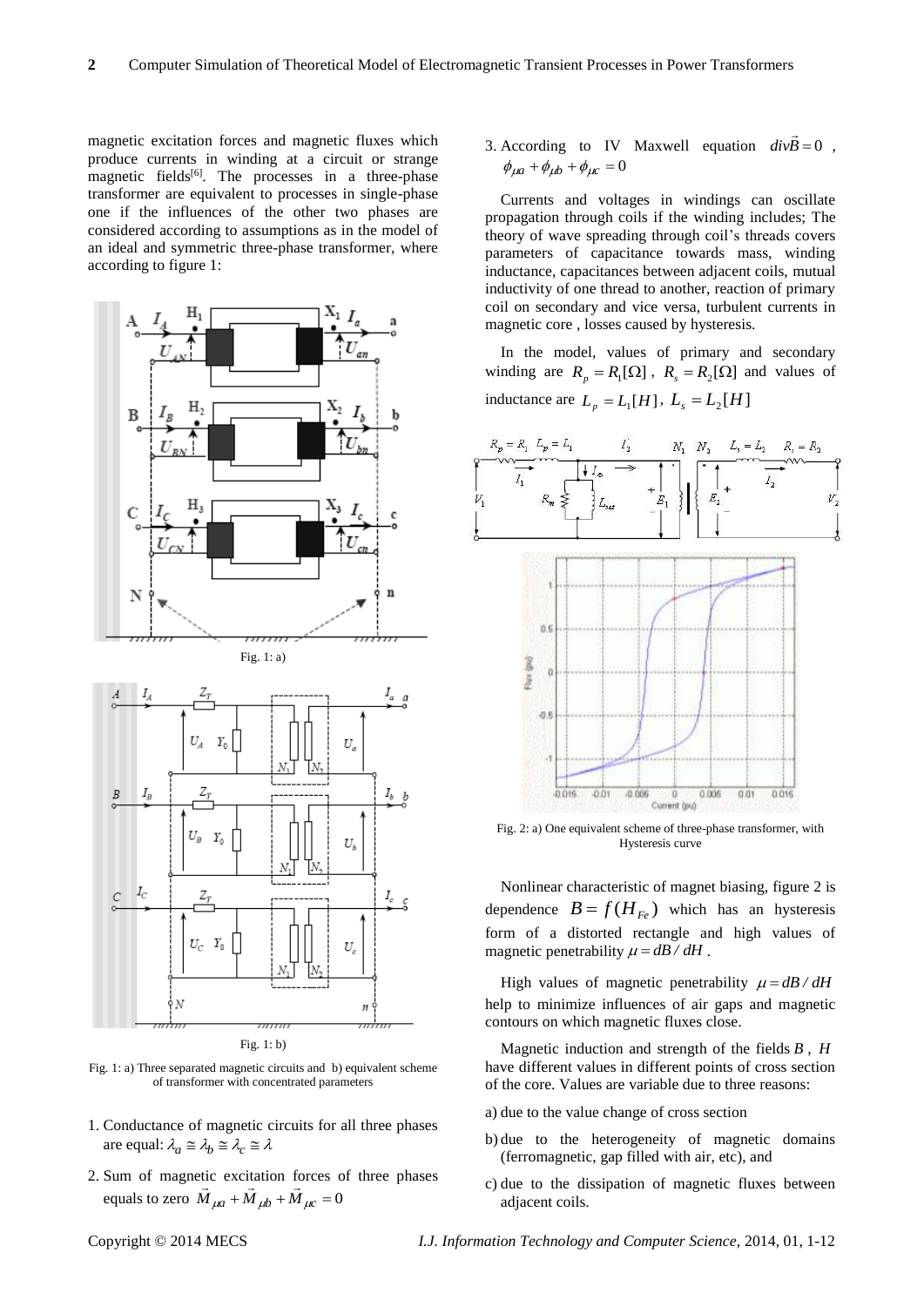magnetic excitation forces and magnetic fluxes which produce currents in winding at a circuit or strange magnetic fields[6]. The processes in a three-phase transformer are equivalent to processes in single-phase one if the influences of the other two phases are considered according to assumptions as in the model of an ideal and symmetric three-phase transformer, where according to figure 1:

Fig. 1: a)

Fig. 1: b)

Fig. 1: a) Three separated magnetic circuits and b) equivalent scheme of transformer with concentrated parameters

1. Conductance of magnetic circuits for all three phases are equal: $\lambda_a \cong \lambda_b \cong \lambda_c \cong \lambda$
2. Sum of magnetic excitation forces of three phases equals to zero $\vec{M}_{\mu a} + \vec{M}_{\mu b} + \vec{M}_{\mu c} = 0$
3. According to IV Maxwell equation $div\vec{B} = 0$, $\phi_{\mu a} + \phi_{\mu b} + \phi_{\mu c} = 0$

Currents and voltages in windings can oscillate propagation through coils if the winding includes; The theory of wave spreading through coil's threads covers parameters of capacitance towards mass, winding inductance, capacitances between adjacent coils, mutual inductivity of one thread to another, reaction of primary coil on secondary and vice versa, turbulent currents in magnetic core , losses caused by hysteresis.

In the model, values of primary and secondary winding are $R_p = R_1[\Omega]$, $R_s = R_2[\Omega]$ and values of inductance are $L_p = L_1[H]$, $L_s = L_2[H]$

Fig. 2: a) One equivalent scheme of three-phase transformer, with Hysteresis curve

Nonlinear characteristic of magnet biasing, figure 2 is dependence $B = f(H_{Fe})$ which has an hysteresis form of a distorted rectangle and high values of magnetic penetrability $\mu = dB/dH$.

High values of magnetic penetrability $\mu = dB/dH$ help to minimize influences of air gaps and magnetic contours on which magnetic fluxes close.

Magnetic induction and strength of the fields $B$, $H$ have different values in different points of cross section of the core. Values are variable due to three reasons:

a) due to the value change of cross section
b) due to the heterogeneity of magnetic domains (ferromagnetic, gap filled with air, etc), and
c) due to the dissipation of magnetic fluxes between adjacent coils.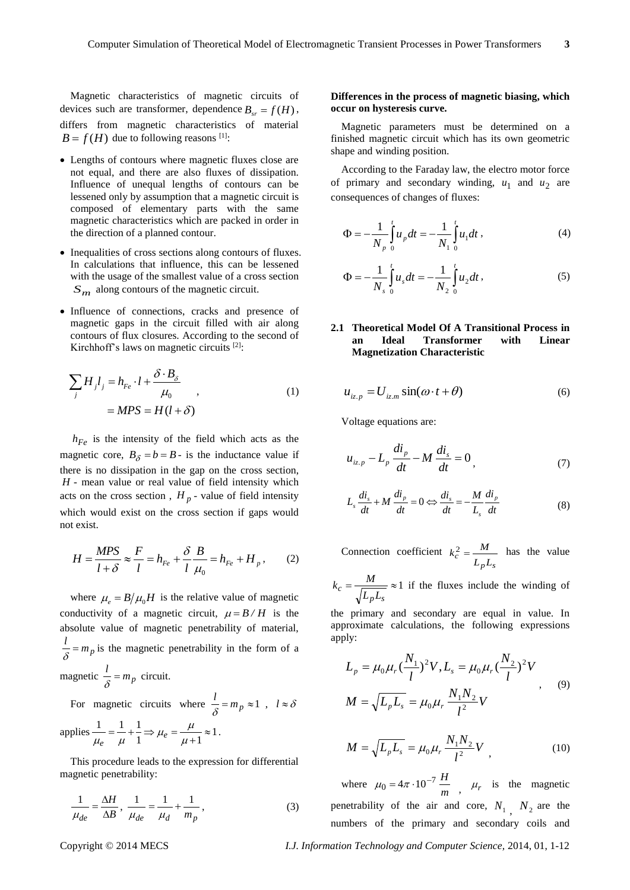Magnetic characteristics of magnetic circuits of devices such are transformer, dependence $B_{sr} = f(H)$, differs from magnetic characteristics of material $B = f(H)$ due to following reasons [1]:

- Lengths of contours where magnetic fluxes close are not equal, and there are also fluxes of dissipation. Influence of unequal lengths of contours can be lessened only by assumption that a magnetic circuit is composed of elementary parts with the same magnetic characteristics which are packed in order in the direction of a planned contour.
- Inequalities of cross sections along contours of fluxes. In calculations that influence, this can be lessened with the usage of the smallest value of a cross section $S_m$ along contours of the magnetic circuit.
- Influence of connections, cracks and presence of magnetic gaps in the circuit filled with air along contours of flux closures. According to the second of Kirchhoff's laws on magnetic circuits [2]:

$$\sum_j H_j l_j = h_{Fe} \cdot l + \frac{\delta \cdot B_\delta}{\mu_0} = MPS = H(l+\delta) \quad (1)$$

$h_{Fe}$ is the intensity of the field which acts as the magnetic core, $B_\delta = b = B$ - is the inductance value if there is no dissipation in the gap on the cross section, $H$ - mean value or real value of field intensity which acts on the cross section , $H_p$ - value of field intensity which would exist on the cross section if gaps would not exist.

$$H = \frac{MPS}{l+\delta} \approx \frac{F}{l} = h_{Fe} + \frac{\delta}{l}\frac{B}{\mu_0} = h_{Fe} + H_p , \quad (2)$$

where $\mu_e = B/\mu_0 H$ is the relative value of magnetic conductivity of a magnetic circuit, $\mu = B/H$ is the absolute value of magnetic penetrability of material, $\frac{l}{\delta} = m_p$ is the magnetic penetrability in the form of a magnetic $\frac{l}{\delta} = m_p$ circuit.

For magnetic circuits where $\frac{l}{\delta} = m_p \approx 1$ , $l \approx \delta$ applies $\frac{1}{\mu_e} = \frac{1}{\mu} + \frac{1}{1} \Rightarrow \mu_e = \frac{\mu}{\mu+1} \approx 1$.

This procedure leads to the expression for differential magnetic penetrability:

$$\frac{1}{\mu_{de}} = \frac{\Delta H}{\Delta B}, \; \frac{1}{\mu_{de}} = \frac{1}{\mu_d} + \frac{1}{m_p}, \quad (3)$$

**Differences in the process of magnetic biasing, which occur on hysteresis curve.**

Magnetic parameters must be determined on a finished magnetic circuit which has its own geometric shape and winding position.

According to the Faraday law, the electro motor force of primary and secondary winding, $u_1$ and $u_2$ are consequences of changes of fluxes:

$$\Phi = -\frac{1}{N_p}\int_0^t u_p dt = -\frac{1}{N_1}\int_0^t u_1 dt , \quad (4)$$

$$\Phi = -\frac{1}{N_s}\int_0^t u_s dt = -\frac{1}{N_2}\int_0^t u_2 dt , \quad (5)$$

### 2.1 Theoretical Model Of A Transitional Process in an Ideal Transformer with Linear Magnetization Characteristic

$$u_{iz.p} = U_{iz.m}\sin(\omega \cdot t + \theta) \quad (6)$$

Voltage equations are:

$$u_{iz.p} - L_p \frac{di_p}{dt} - M\frac{di_s}{dt} = 0 , \quad (7)$$

$$L_s \frac{di_s}{dt} + M\frac{di_p}{dt} = 0 \Leftrightarrow \frac{di_s}{dt} = -\frac{M}{L_s}\frac{di_p}{dt} \quad (8)$$

Connection coefficient $k_c^2 = \frac{M}{L_p L_s}$ has the value $k_c = \frac{M}{\sqrt{L_p L_s}} \approx 1$ if the fluxes include the winding of the primary and secondary are equal in value. In approximate calculations, the following expressions apply:

$$L_p = \mu_0 \mu_r (\frac{N_1}{l})^2 V, L_s = \mu_0 \mu_r (\frac{N_2}{l})^2 V \quad (9)$$
$$M = \sqrt{L_p L_s} = \mu_0 \mu_r \frac{N_1 N_2}{l^2} V$$

$$M = \sqrt{L_p L_s} = \mu_0 \mu_r \frac{N_1 N_2}{l^2} V , \quad (10)$$

where $\mu_0 = 4\pi \cdot 10^{-7} \frac{H}{m}$ , $\mu_r$ is the magnetic penetrability of the air and core, $N_1$ , $N_2$ are the numbers of the primary and secondary coils and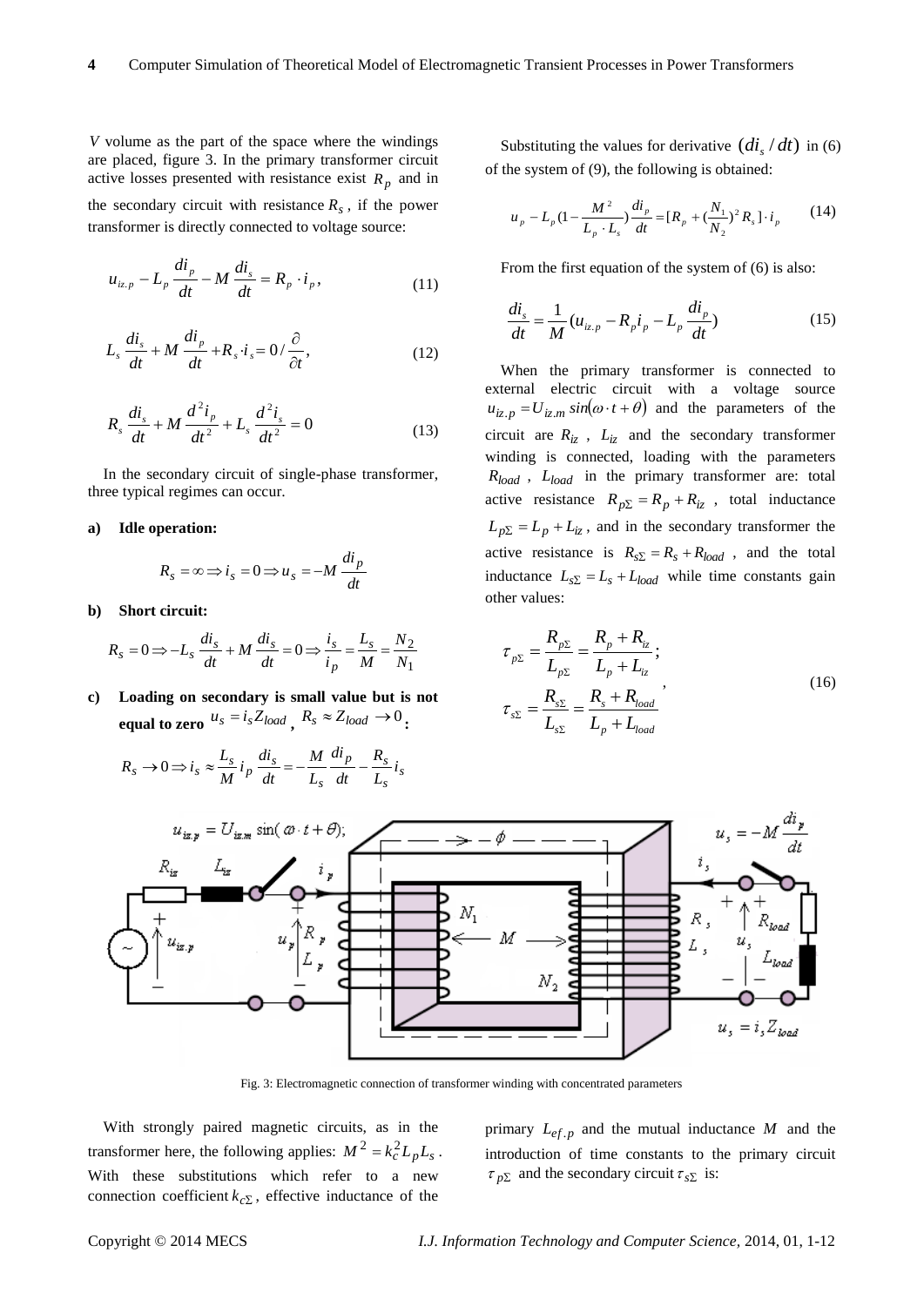$V$ volume as the part of the space where the windings are placed, figure 3. In the primary transformer circuit active losses presented with resistance exist $R_p$ and in the secondary circuit with resistance $R_s$, if the power transformer is directly connected to voltage source:

$$u_{iz.p} - L_p \frac{di_p}{dt} - M \frac{di_s}{dt} = R_p \cdot i_p, \tag{11}$$

$$L_s \frac{di_s}{dt} + M \frac{di_p}{dt} + R_s \cdot i_s = 0 / \frac{\partial}{\partial t}, \tag{12}$$

$$R_s \frac{di_s}{dt} + M \frac{d^2 i_p}{dt^2} + L_s \frac{d^2 i_s}{dt^2} = 0 \tag{13}$$

In the secondary circuit of single-phase transformer, three typical regimes can occur.

**a) Idle operation:**

$$R_s = \infty \Rightarrow i_s = 0 \Rightarrow u_s = -M \frac{di_p}{dt}$$

**b) Short circuit:**

$$R_s = 0 \Rightarrow -L_s \frac{di_s}{dt} + M \frac{di_s}{dt} = 0 \Rightarrow \frac{i_s}{i_p} = \frac{L_s}{M} = \frac{N_2}{N_1}$$

**c) Loading on secondary is small value but is not equal to zero** $u_s = i_s Z_{load}$, $R_s \approx Z_{load} \to 0$**:**

$$R_s \to 0 \Rightarrow i_s \approx \frac{L_s}{M} i_p \; \frac{di_s}{dt} = -\frac{M}{L_s} \frac{di_p}{dt} - \frac{R_s}{L_s} i_s$$

Substituting the values for derivative $(di_s / dt)$ in (6) of the system of (9), the following is obtained:

$$u_p - L_p (1 - \frac{M^2}{L_p \cdot L_s}) \frac{di_p}{dt} = [R_p + (\frac{N_1}{N_2})^2 R_s] \cdot i_p \tag{14}$$

From the first equation of the system of (6) is also:

$$\frac{di_s}{dt} = \frac{1}{M} (u_{iz.p} - R_p i_p - L_p \frac{di_p}{dt}) \tag{15}$$

When the primary transformer is connected to external electric circuit with a voltage source $u_{iz.p} = U_{iz.m} \sin(\omega \cdot t + \theta)$ and the parameters of the circuit are $R_{iz}$, $L_{iz}$ and the secondary transformer winding is connected, loading with the parameters $R_{load}$, $L_{load}$ in the primary transformer are: total active resistance $R_{p\Sigma} = R_p + R_{iz}$, total inductance $L_{p\Sigma} = L_p + L_{iz}$, and in the secondary transformer the active resistance is $R_{s\Sigma} = R_s + R_{load}$, and the total inductance $L_{s\Sigma} = L_s + L_{load}$ while time constants gain other values:

$$\tau_{p\Sigma} = \frac{R_{p\Sigma}}{L_{p\Sigma}} = \frac{R_p + R_{iz}}{L_p + L_{iz}}; \quad \tau_{s\Sigma} = \frac{R_{s\Sigma}}{L_{s\Sigma}} = \frac{R_s + R_{load}}{L_p + L_{load}}, \tag{16}$$

Fig. 3: Electromagnetic connection of transformer winding with concentrated parameters

With strongly paired magnetic circuits, as in the transformer here, the following applies: $M^2 = k_c^2 L_p L_s$. With these substitutions which refer to a new connection coefficient $k_{c\Sigma}$, effective inductance of the primary $L_{ef.p}$ and the mutual inductance $M$ and the introduction of time constants to the primary circuit $\tau_{p\Sigma}$ and the secondary circuit $\tau_{s\Sigma}$ is: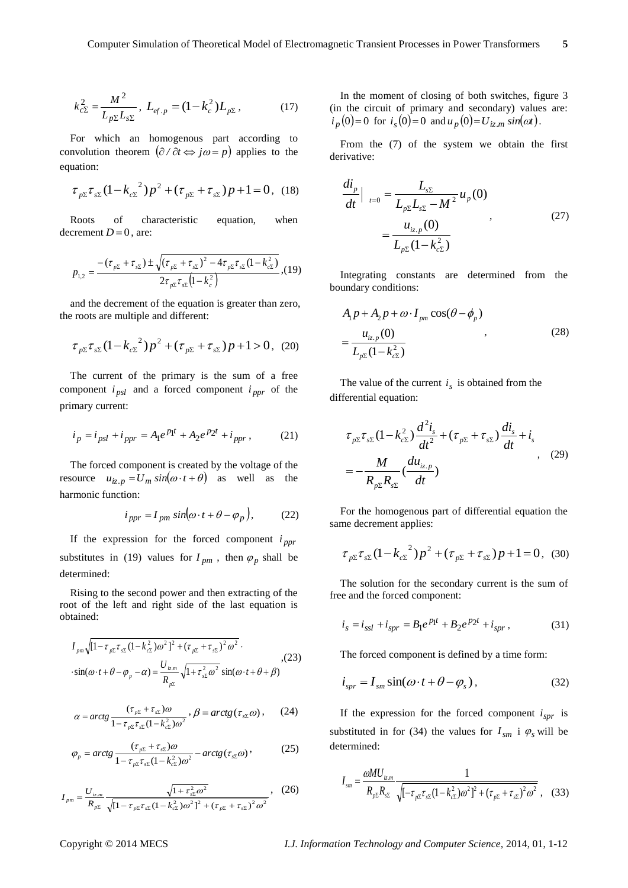$$k_{c\Sigma}^2 = \frac{M^2}{L_{p\Sigma} L_{s\Sigma}},\ L_{ef.p} = (1-k_c^2) L_{p\Sigma}, \quad (17)$$

For which an homogenous part according to convolution theorem $(\partial / \partial t \Leftrightarrow j\omega = p)$ applies to the equation:

$$\tau_{p\Sigma}\tau_{s\Sigma}(1-k_{c\Sigma}{}^2)p^2 + (\tau_{p\Sigma} + \tau_{s\Sigma})p + 1 = 0, \quad (18)$$

Roots of characteristic equation, when decrement $D = 0$, are:

$$p_{1,2} = \frac{-(\tau_{p\Sigma} + \tau_{s\Sigma}) \pm \sqrt{(\tau_{p\Sigma} + \tau_{s\Sigma})^2 - 4\tau_{p\Sigma}\tau_{s\Sigma}(1-k_{c\Sigma}^2)}}{2\tau_{p\Sigma}\tau_{s\Sigma}\left(1-k_c^2\right)}, \quad (19)$$

and the decrement of the equation is greater than zero, the roots are multiple and different:

$$\tau_{p\Sigma}\tau_{s\Sigma}(1-k_{c\Sigma}{}^2)p^2 + (\tau_{p\Sigma} + \tau_{s\Sigma})p + 1 > 0, \quad (20)$$

The current of the primary is the sum of a free component $i_{psl}$ and a forced component $i_{ppr}$ of the primary current:

$$i_p = i_{psl} + i_{ppr} = A_1 e^{p_1 t} + A_2 e^{p_2 t} + i_{ppr}, \quad (21)$$

The forced component is created by the voltage of the resource $u_{iz.p} = U_m \sin(\omega \cdot t + \theta)$ as well as the harmonic function:

$$i_{ppr} = I_{pm} \sin(\omega \cdot t + \theta - \varphi_p), \quad (22)$$

If the expression for the forced component $i_{ppr}$ substitutes in (19) values for $I_{pm}$, then $\varphi_p$ shall be determined:

Rising to the second power and then extracting of the root of the left and right side of the last equation is obtained:

$$\begin{aligned} &I_{pm}\sqrt{[1-\tau_{p\Sigma}\tau_{s\Sigma}(1-k_{c\Sigma}^2)\omega^2]^2 + (\tau_{p\Sigma} + \tau_{s\Sigma})^2\omega^2} \cdot \\ &\cdot \sin(\omega \cdot t + \theta - \varphi_p - \alpha) = \frac{U_{iz.m}}{R_{p\Sigma}}\sqrt{1+\tau_{s\Sigma}^2\omega^2}\ \sin(\omega \cdot t + \theta + \beta) \end{aligned}, \quad (23)$$

$$\alpha = arctg\frac{(\tau_{p\Sigma} + \tau_{s\Sigma})\omega}{1-\tau_{p\Sigma}\tau_{s\Sigma}(1-k_{c\Sigma}^2)\omega^2},\ \beta = arctg(\tau_{s\Sigma}\omega), \quad (24)$$

$$\varphi_p = arctg\frac{(\tau_{p\Sigma} + \tau_{s\Sigma})\omega}{1-\tau_{p\Sigma}\tau_{s\Sigma}(1-k_{c\Sigma}^2)\omega^2} - arctg(\tau_{s\Sigma}\omega), \quad (25)$$

$$I_{pm} = \frac{U_{iz.m}}{R_{p\Sigma}}\frac{\sqrt{1+\tau_{s\Sigma}^2\omega^2}}{\sqrt{[1-\tau_{p\Sigma}\tau_{s\Sigma}(1-k_{c\Sigma}^2)\omega^2]^2 + (\tau_{p\Sigma} + \tau_{s\Sigma})^2\omega^2}}, \quad (26)$$

In the moment of closing of both switches, figure 3 (in the circuit of primary and secondary) values are: $i_p(0) = 0$ for $i_s(0) = 0$ and $u_p(0) = U_{iz.m}\sin(\omega t)$.

From the (7) of the system we obtain the first derivative:

$$\begin{aligned} \frac{di_p}{dt}\Big|_{t=0} &= \frac{L_{s\Sigma}}{L_{p\Sigma}L_{s\Sigma} - M^2}u_p(0) \\ &= \frac{u_{iz.p}(0)}{L_{p\Sigma}(1-k_{c\Sigma}^2)} \end{aligned}, \quad (27)$$

Integrating constants are determined from the boundary conditions:

$$\begin{aligned} &A_1 p + A_2 p + \omega \cdot I_{pm}\cos(\theta - \phi_p) \\ &= \frac{u_{iz.p}(0)}{L_{p\Sigma}(1-k_{c\Sigma}^2)} \end{aligned}, \quad (28)$$

The value of the current $i_s$ is obtained from the differential equation:

$$\begin{aligned} &\tau_{p\Sigma}\tau_{s\Sigma}(1-k_{c\Sigma}^2)\frac{d^2 i_s}{dt^2} + (\tau_{p\Sigma} + \tau_{s\Sigma})\frac{di_s}{dt} + i_s \\ &= -\frac{M}{R_{p\Sigma}R_{s\Sigma}}\left(\frac{du_{iz.p}}{dt}\right) \end{aligned}, \quad (29)$$

For the homogenous part of differential equation the same decrement applies:

$$\tau_{p\Sigma}\tau_{s\Sigma}(1-k_{c\Sigma}{}^2)p^2 + (\tau_{p\Sigma} + \tau_{s\Sigma})p + 1 = 0, \quad (30)$$

The solution for the secondary current is the sum of free and the forced component:

$$i_s = i_{ssl} + i_{spr} = B_1 e^{p_1 t} + B_2 e^{p_2 t} + i_{spr}, \quad (31)$$

The forced component is defined by a time form:

$$i_{spr} = I_{sm}\sin(\omega \cdot t + \theta - \varphi_s), \quad (32)$$

If the expression for the forced component $i_{spr}$ is substituted in for (34) the values for $I_{sm}$ i $\varphi_s$ will be determined:

$$I_{sm} = \frac{\omega M U_{iz.m}}{R_{p\Sigma}R_{s\Sigma}}\frac{1}{\sqrt{[-\tau_{p\Sigma}\tau_{s\Sigma}(1-k_{c\Sigma}^2)\omega^2]^2 + (\tau_{p\Sigma} + \tau_{s\Sigma})^2\omega^2}}, \quad (33)$$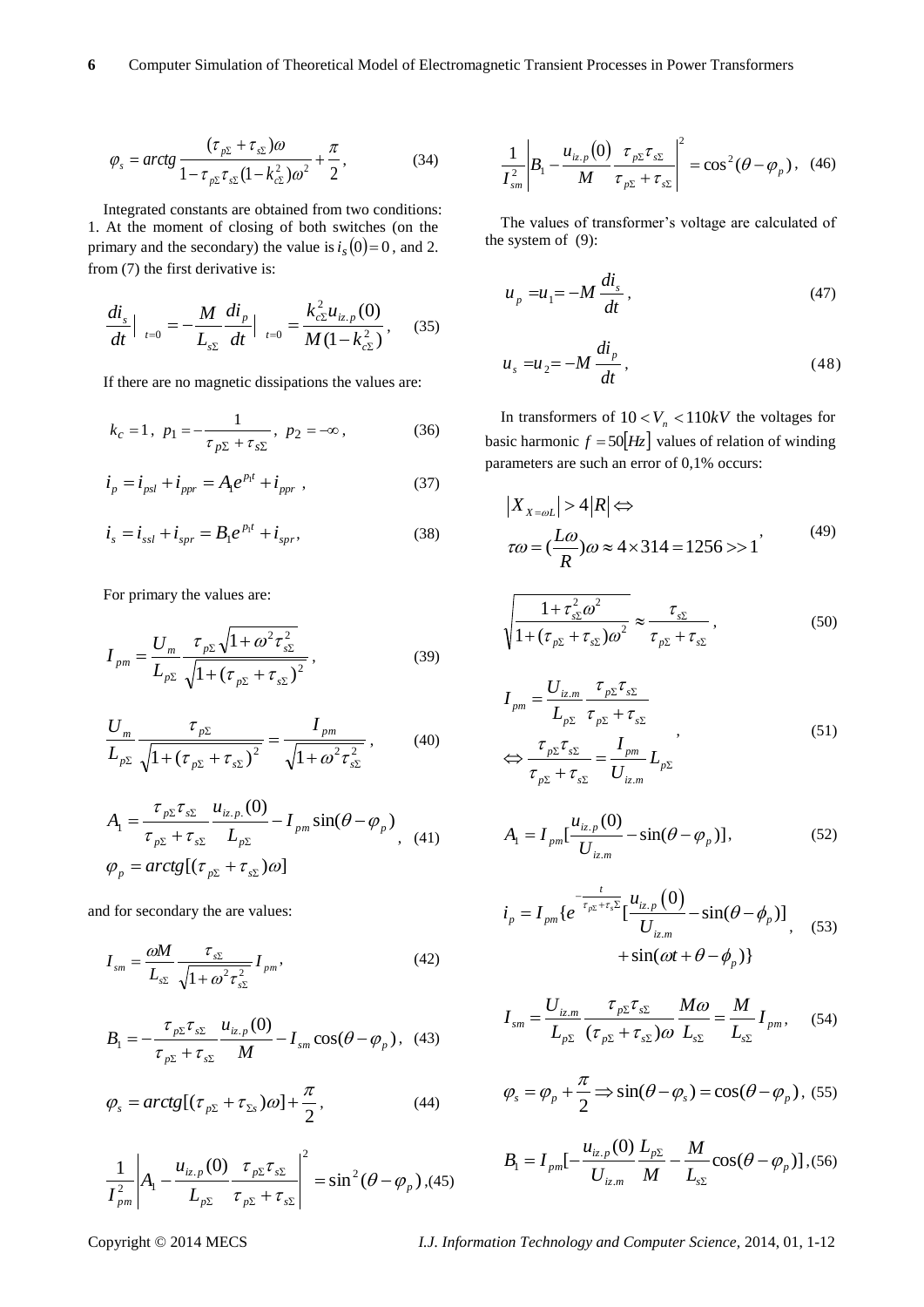$$\varphi_s = arctg\frac{(\tau_{p\Sigma}+\tau_{s\Sigma})\omega}{1-\tau_{p\Sigma}\tau_{s\Sigma}(1-k_{c\Sigma}^2)\omega^2}+\frac{\pi}{2}, \quad (34)$$

Integrated constants are obtained from two conditions: 1. At the moment of closing of both switches (on the primary and the secondary) the value is $i_s(0)=0$, and 2. from (7) the first derivative is:

$$\frac{di_s}{dt}\Big|_{t=0} = -\frac{M}{L_{s\Sigma}}\frac{di_p}{dt}\Big|_{t=0} = \frac{k_{c\Sigma}^2 u_{iz.p}(0)}{M(1-k_{c\Sigma}^2)}, \quad (35)$$

If there are no magnetic dissipations the values are:

$$k_c = 1,\ p_1 = -\frac{1}{\tau_{p\Sigma}+\tau_{s\Sigma}},\ p_2 = -\infty, \quad (36)$$

$$i_p = i_{psl} + i_{ppr} = A_1 e^{p_1 t} + i_{ppr}, \quad (37)$$

$$i_s = i_{ssl} + i_{spr} = B_1 e^{p_1 t} + i_{spr}, \quad (38)$$

For primary the values are:

$$I_{pm} = \frac{U_m}{L_{p\Sigma}}\frac{\tau_{p\Sigma}\sqrt{1+\omega^2\tau_{s\Sigma}^2}}{\sqrt{1+(\tau_{p\Sigma}+\tau_{s\Sigma})^2}}, \quad (39)$$

$$\frac{U_m}{L_{p\Sigma}}\frac{\tau_{p\Sigma}}{\sqrt{1+(\tau_{p\Sigma}+\tau_{s\Sigma})^2}} = \frac{I_{pm}}{\sqrt{1+\omega^2\tau_{s\Sigma}^2}}, \quad (40)$$

$$A_1 = \frac{\tau_{p\Sigma}\tau_{s\Sigma}}{\tau_{p\Sigma}+\tau_{s\Sigma}}\frac{u_{iz.p.}(0)}{L_{p\Sigma}} - I_{pm}\sin(\theta-\varphi_p), \quad \varphi_p = arctg[(\tau_{p\Sigma}+\tau_{s\Sigma})\omega] \quad (41)$$

and for secondary the are values:

$$I_{sm} = \frac{\omega M}{L_{s\Sigma}}\frac{\tau_{s\Sigma}}{\sqrt{1+\omega^2\tau_{s\Sigma}^2}} I_{pm}, \quad (42)$$

$$B_1 = -\frac{\tau_{p\Sigma}\tau_{s\Sigma}}{\tau_{p\Sigma}+\tau_{s\Sigma}}\frac{u_{iz.p}(0)}{M} - I_{sm}\cos(\theta-\varphi_p), \quad (43)$$

$$\varphi_s = arctg[(\tau_{p\Sigma}+\tau_{\Sigma s})\omega] + \frac{\pi}{2}, \quad (44)$$

$$\frac{1}{I_{pm}^2}\left|A_1 - \frac{u_{iz.p}(0)}{L_{p\Sigma}}\frac{\tau_{p\Sigma}\tau_{s\Sigma}}{\tau_{p\Sigma}+\tau_{s\Sigma}}\right|^2 = \sin^2(\theta-\varphi_p), \quad (45)$$

$$\frac{1}{I_{sm}^2}\left|B_1 - \frac{u_{iz.p}(0)}{M}\frac{\tau_{p\Sigma}\tau_{s\Sigma}}{\tau_{p\Sigma}+\tau_{s\Sigma}}\right|^2 = \cos^2(\theta-\varphi_p), \quad (46)$$

The values of transformer's voltage are calculated of the system of (9):

$$u_p = u_1 = -M\frac{di_s}{dt}, \quad (47)$$

$$u_s = u_2 = -M\frac{di_p}{dt}, \quad (48)$$

In transformers of $10 < V_n < 110kV$ the voltages for basic harmonic $f = 50[Hz]$ values of relation of winding parameters are such an error of 0,1% occurs:

$$|X_{X=\omega L}| > 4|R| \Leftrightarrow \quad \tau\omega = (\frac{L\omega}{R})\omega \approx 4\times 314 = 1256 >> 1, \quad (49)$$

$$\sqrt{\frac{1+\tau_{s\Sigma}^2\omega^2}{1+(\tau_{p\Sigma}+\tau_{s\Sigma})\omega^2}} \approx \frac{\tau_{s\Sigma}}{\tau_{p\Sigma}+\tau_{s\Sigma}}, \quad (50)$$

$$I_{pm} = \frac{U_{iz.m}}{L_{p\Sigma}}\frac{\tau_{p\Sigma}\tau_{s\Sigma}}{\tau_{p\Sigma}+\tau_{s\Sigma}} \Leftrightarrow \frac{\tau_{p\Sigma}\tau_{s\Sigma}}{\tau_{p\Sigma}+\tau_{s\Sigma}} = \frac{I_{pm}}{U_{iz.m}}L_{p\Sigma}, \quad (51)$$

$$A_1 = I_{pm}[\frac{u_{iz.p}(0)}{U_{iz.m}} - \sin(\theta-\varphi_p)], \quad (52)$$

$$i_p = I_{pm}\{e^{-\frac{t}{\tau_{p\Sigma}+\tau_s\Sigma}}[\frac{u_{iz.p}(0)}{U_{iz.m}} - \sin(\theta-\phi_p)] + \sin(\omega t+\theta-\phi_p)\}, \quad (53)$$

$$I_{sm} = \frac{U_{iz.m}}{L_{p\Sigma}}\frac{\tau_{p\Sigma}\tau_{s\Sigma}}{(\tau_{p\Sigma}+\tau_{s\Sigma})\omega}\frac{M\omega}{L_{s\Sigma}} = \frac{M}{L_{s\Sigma}}I_{pm}, \quad (54)$$

$$\varphi_s = \varphi_p + \frac{\pi}{2} \Rightarrow \sin(\theta-\varphi_s) = \cos(\theta-\varphi_p), \quad (55)$$

$$B_1 = I_{pm}[-\frac{u_{iz.p}(0)}{U_{iz.m}}\frac{L_{p\Sigma}}{M} - \frac{M}{L_{s\Sigma}}\cos(\theta-\varphi_p)], \quad (56)$$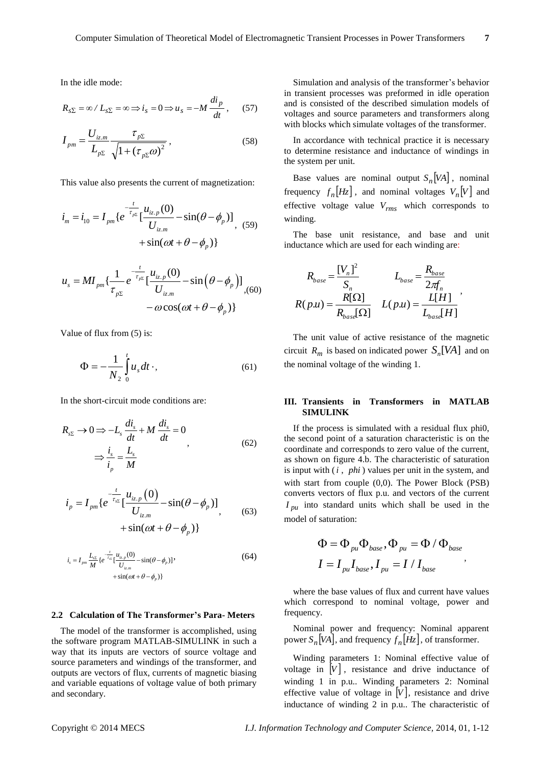In the idle mode:

$$R_{s\Sigma} = \infty \,/\, L_{s\Sigma} = \infty \Rightarrow i_S = 0 \Rightarrow u_S = -M\frac{di_p}{dt}, \quad (57)$$

$$I_{pm} = \frac{U_{iz.m}}{L_{p\Sigma}}\frac{\tau_{p\Sigma}}{\sqrt{1+(\tau_{p\Sigma}\omega)^2}}, \quad (58)$$

This value also presents the current of magnetization:

$$i_m = i_{10} = I_{pm}\{e^{-\frac{t}{\tau_{p\Sigma}}}[\frac{u_{iz.p}(0)}{U_{iz.m}} - \sin(\theta-\phi_p)] + \sin(\omega t+\theta-\phi_p)\}, \quad (59)$$

$$u_s = MI_{pm}\{\frac{1}{\tau_{p\Sigma}}e^{-\frac{t}{\tau_{p\Sigma}}}[\frac{u_{iz.p}(0)}{U_{iz.m}} - \sin(\theta-\phi_p)] - \omega\cos(\omega t+\theta-\phi_p)\}, \quad (60)$$

Value of flux from (5) is:

$$\Phi = -\frac{1}{N_2}\int_0^t u_s\,dt \cdot, \quad (61)$$

In the short-circuit mode conditions are:

$$R_{s\Sigma} \to 0 \Rightarrow -L_s\frac{di_s}{dt} + M\frac{di_s}{dt} = 0 \Rightarrow \frac{i_s}{i_p} = \frac{L_s}{M}, \quad (62)$$

$$i_p = I_{pm}\{e^{-\frac{t}{\tau_{s\Sigma}}}[\frac{u_{iz.p}(0)}{U_{iz.m}} - \sin(\theta-\phi_p)] + \sin(\omega t+\theta-\phi_p)\}, \quad (63)$$

$$i_s = I_{pm}\frac{L_{s\Sigma}}{M}\{e^{-\frac{t}{\tau_{s\Sigma}}}[\frac{u_{iz.p}(0)}{U_{iz.m}} - \sin(\theta-\phi_p)] + \sin(\omega t+\theta-\phi_p)\}, \quad (64)$$

### 2.2 Calculation of The Transformer's Para- Meters

The model of the transformer is accomplished, using the software program MATLAB-SIMULINK in such a way that its inputs are vectors of source voltage and source parameters and windings of the transformer, and outputs are vectors of flux, currents of magnetic biasing and variable equations of voltage value of both primary and secondary.

Simulation and analysis of the transformer's behavior in transient processes was preformed in idle operation and is consisted of the described simulation models of voltages and source parameters and transformers along with blocks which simulate voltages of the transformer.

In accordance with technical practice it is necessary to determine resistance and inductance of windings in the system per unit.

Base values are nominal output $S_n[VA]$, nominal frequency $f_n[Hz]$, and nominal voltages $V_n[V]$ and effective voltage value $V_{rms}$ which corresponds to winding.

The base unit resistance, and base and unit inductance which are used for each winding are:

$$R_{base} = \frac{[V_n]^2}{S_n} \qquad L_{base} = \frac{R_{base}}{2\pi f_n}$$
$$R(p.u) = \frac{R[\Omega]}{R_{base}[\Omega]} \quad L(p.u) = \frac{L[H]}{L_{base}[H]},$$

The unit value of active resistance of the magnetic circuit $R_m$ is based on indicated power $S_n[VA]$ and on the nominal voltage of the winding 1.

## III. Transients in Transformers in MATLAB SIMULINK

If the process is simulated with a residual flux phi0, the second point of a saturation characteristic is on the coordinate and corresponds to zero value of the current, as shown on figure 4.b. The characteristic of saturation is input with ( $i$ , $phi$ ) values per unit in the system, and with start from couple (0,0). The Power Block (PSB) converts vectors of flux p.u. and vectors of the current $I_{pu}$ into standard units which shall be used in the model of saturation:

$$\Phi = \Phi_{pu}\Phi_{base}, \Phi_{pu} = \Phi / \Phi_{base}$$
$$I = I_{pu}I_{base}, I_{pu} = I / I_{base},$$

where the base values of flux and current have values which correspond to nominal voltage, power and frequency.

Nominal power and frequency: Nominal apparent power $S_n[VA]$, and frequency $f_n[Hz]$, of transformer.

Winding parameters 1: Nominal effective value of voltage in $[V]$, resistance and drive inductance of winding 1 in p.u.. Winding parameters 2: Nominal effective value of voltage in $[V]$, resistance and drive inductance of winding 2 in p.u.. The characteristic of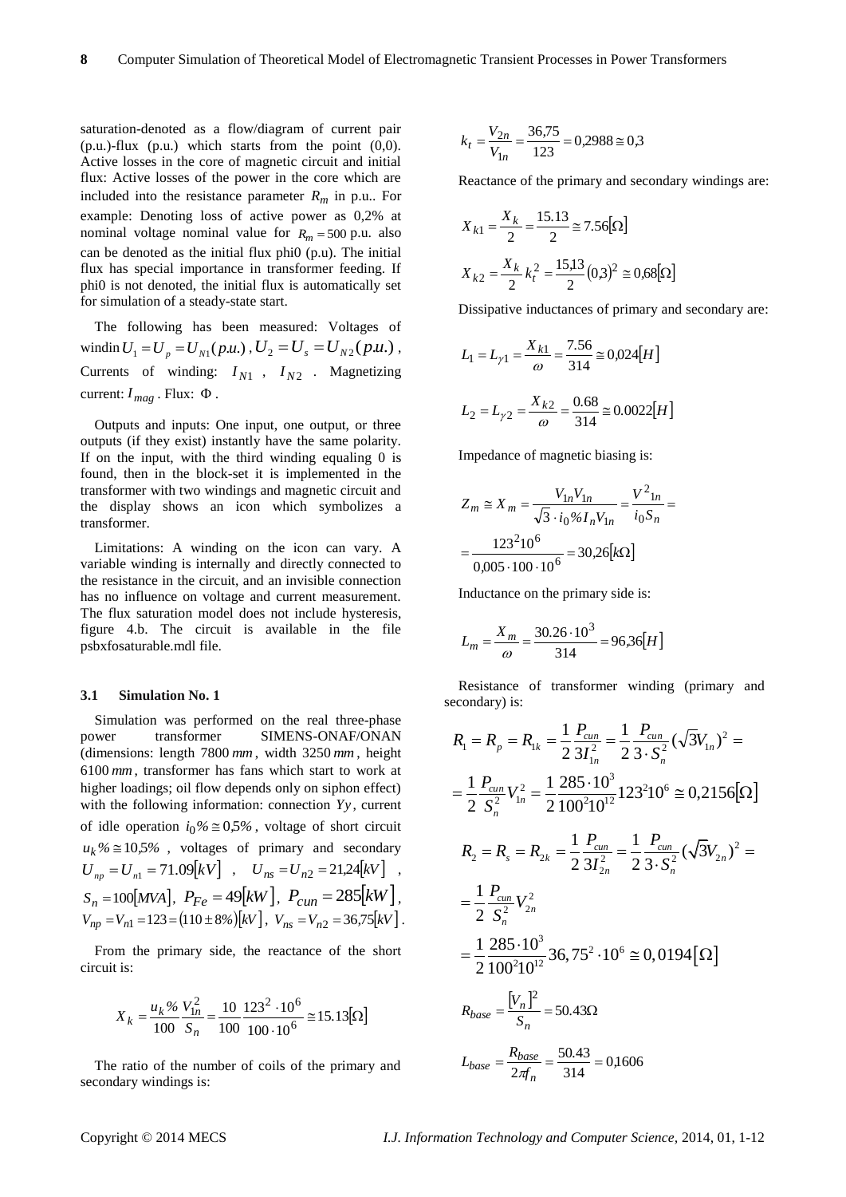saturation-denoted as a flow/diagram of current pair (p.u.)-flux (p.u.) which starts from the point (0,0). Active losses in the core of magnetic circuit and initial flux: Active losses of the power in the core which are included into the resistance parameter $R_m$ in p.u.. For example: Denoting loss of active power as 0,2% at nominal voltage nominal value for $R_m = 500$ p.u. also can be denoted as the initial flux phi0 (p.u). The initial flux has special importance in transformer feeding. If phi0 is not denoted, the initial flux is automatically set for simulation of a steady-state start.

The following has been measured: Voltages of windin $U_1 = U_p = U_{N1}(p.u.)$, $U_2 = U_s = U_{N2}(p.u.)$, Currents of winding: $I_{N1}$ , $I_{N2}$ . Magnetizing current: $I_{mag}$ . Flux: $\Phi$ .

Outputs and inputs: One input, one output, or three outputs (if they exist) instantly have the same polarity. If on the input, with the third winding equaling 0 is found, then in the block-set it is implemented in the transformer with two windings and magnetic circuit and the display shows an icon which symbolizes a transformer.

Limitations: A winding on the icon can vary. A variable winding is internally and directly connected to the resistance in the circuit, and an invisible connection has no influence on voltage and current measurement. The flux saturation model does not include hysteresis, figure 4.b. The circuit is available in the file psbxfosaturable.mdl file.

### 3.1 Simulation No. 1

Simulation was performed on the real three-phase power transformer SIMENS-ONAF/ONAN (dimensions: length 7800 $mm$, width 3250 $mm$, height 6100 $mm$, transformer has fans which start to work at higher loadings; oil flow depends only on siphon effect) with the following information: connection $Yy$, current of idle operation $i_0\% \cong 0{,}5\%$, voltage of short circuit $u_k\% \cong 10{,}5\%$ , voltages of primary and secondary $U_{np} = U_{n1} = 71.09[kV]$ , $U_{ns} = U_{n2} = 21{,}24[kV]$ , $S_n = 100[MVA]$, $P_{Fe} = 49[kW]$, $P_{cun} = 285[kW]$, $V_{np} = V_{n1} = 123 = (110 \pm 8\%)[kV]$, $V_{ns} = V_{n2} = 36{,}75[kV]$.

From the primary side, the reactance of the short circuit is:

$$X_k = \frac{u_k\%}{100}\frac{V_{1n}^2}{S_n} = \frac{10}{100}\frac{123^2 \cdot 10^6}{100 \cdot 10^6} \cong 15.13[\Omega]$$

The ratio of the number of coils of the primary and secondary windings is:

$$k_t = \frac{V_{2n}}{V_{1n}} = \frac{36{,}75}{123} = 0{,}2988 \cong 0{,}3$$

Reactance of the primary and secondary windings are:

$$X_{k1} = \frac{X_k}{2} = \frac{15.13}{2} \cong 7.56[\Omega]$$

$$X_{k2} = \frac{X_k}{2}k_t^2 = \frac{15{,}13}{2}(0{,}3)^2 \cong 0{,}68[\Omega]$$

Dissipative inductances of primary and secondary are:

$$L_1 = L_{\gamma 1} = \frac{X_{k1}}{\omega} = \frac{7.56}{314} \cong 0{,}024[H]$$

$$L_2 = L_{\gamma 2} = \frac{X_{k2}}{\omega} = \frac{0.68}{314} \cong 0.0022[H]$$

Impedance of magnetic biasing is:

$$Z_m \cong X_m = \frac{V_{1n}V_{1n}}{\sqrt{3}\cdot i_0\% I_n V_{1n}} = \frac{V^2_{1n}}{i_0 S_n} =$$

$$= \frac{123^2 10^6}{0{,}005\cdot 100\cdot 10^6} = 30{,}26[k\Omega]$$

Inductance on the primary side is:

$$L_m = \frac{X_m}{\omega} = \frac{30.26\cdot 10^3}{314} = 96{,}36[H]$$

Resistance of transformer winding (primary and secondary) is:

$$R_1 = R_p = R_{1k} = \frac{1}{2}\frac{P_{cun}}{3I_{1n}^2} = \frac{1}{2}\frac{P_{cun}}{3\cdot S_n^2}(\sqrt{3}V_{1n})^2 =$$

$$= \frac{1}{2}\frac{P_{cun}}{S_n^2}V_{1n}^2 = \frac{1}{2}\frac{285\cdot 10^3}{100^2 10^{12}}123^2 10^6 \cong 0{,}2156[\Omega]$$

$$R_2 = R_s = R_{2k} = \frac{1}{2}\frac{P_{cun}}{3I_{2n}^2} = \frac{1}{2}\frac{P_{cun}}{3\cdot S_n^2}(\sqrt{3}V_{2n})^2 =$$

$$= \frac{1}{2}\frac{P_{cun}}{S_n^2}V_{2n}^2$$

$$= \frac{1}{2}\frac{285\cdot 10^3}{100^2 10^{12}}36{,}75^2\cdot 10^6 \cong 0{,}0194[\Omega]$$

$$R_{base} = \frac{[V_n]^2}{S_n} = 50.43\Omega$$

$$L_{base} = \frac{R_{base}}{2\pi f_n} = \frac{50.43}{314} = 0{,}1606$$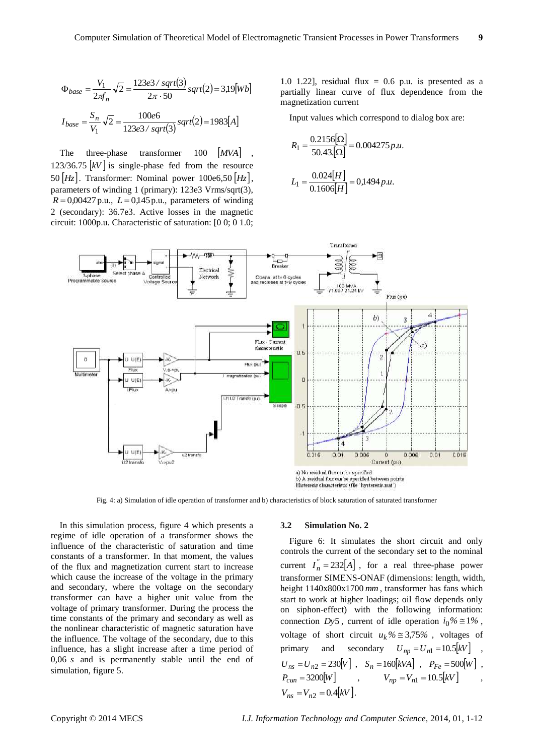$$\Phi_{base} = \frac{V_1}{2\pi f_n}\sqrt{2} = \frac{123e3/sqrt(3)}{2\pi \cdot 50} sqrt(2) = 3{,}19[Wb]$$

$$I_{base} = \frac{S_n}{V_1}\sqrt{2} = \frac{100e6}{123e3/sqrt(3)} sqrt(2) = 1983[A]$$

The three-phase transformer 100 $[MVA]$, 123/36.75 $[kV]$ is single-phase fed from the resource 50 $[Hz]$. Transformer: Nominal power 100e6,50 $[Hz]$, parameters of winding 1 (primary): 123e3 Vrms/sqrt(3), $R = 0{,}00427$ p.u., $L = 0{,}145$ p.u., parameters of winding 2 (secondary): 36.7e3. Active losses in the magnetic circuit: 1000p.u. Characteristic of saturation: [0 0; 0 1.0; 1.0 1.22], residual flux = 0.6 p.u. is presented as a partially linear curve of flux dependence from the magnetization current

Input values which correspond to dialog box are:

$$R_1 = \frac{0.2156[\Omega]}{50.43.[\Omega]} = 0.004275\, p.u.$$

$$L_1 = \frac{0.024[H]}{0.1606[H]} = 0{,}1494\, p.u.$$

Fig. 4: a) Simulation of idle operation of transformer and b) characteristics of block saturation of saturated transformer

In this simulation process, figure 4 which presents a regime of idle operation of a transformer shows the influence of the characteristic of saturation and time constants of a transformer. In that moment, the values of the flux and magnetization current start to increase which cause the increase of the voltage in the primary and secondary, where the voltage on the secondary transformer can have a higher unit value from the voltage of primary transformer. During the process the time constants of the primary and secondary as well as the nonlinear characteristic of magnetic saturation have the influence. The voltage of the secondary, due to this influence, has a slight increase after a time period of 0,06 $s$ and is permanently stable until the end of simulation, figure 5.

### 3.2 Simulation No. 2

Figure 6: It simulates the short circuit and only controls the current of the secondary set to the nominal current $I_n^{''} = 232[A]$, for a real three-phase power transformer SIEMENS-ONAF (dimensions: length, width, height 1140x800x1700 $mm$, transformer has fans which start to work at higher loadings; oil flow depends only on siphon-effect) with the following information: connection $Dy5$, current of idle operation $i_0\% \cong 1\%$, voltage of short circuit $u_k\% \cong 3{,}75\%$, voltages of primary and secondary $U_{np} = U_{n1} = 10.5[kV]$, $U_{ns} = U_{n2} = 230[V]$, $S_n = 160[kVA]$, $P_{Fe} = 500[W]$, $P_{cun} = 3200[W]$, $V_{np} = V_{n1} = 10.5[kV]$, $V_{ns} = V_{n2} = 0.4[kV]$.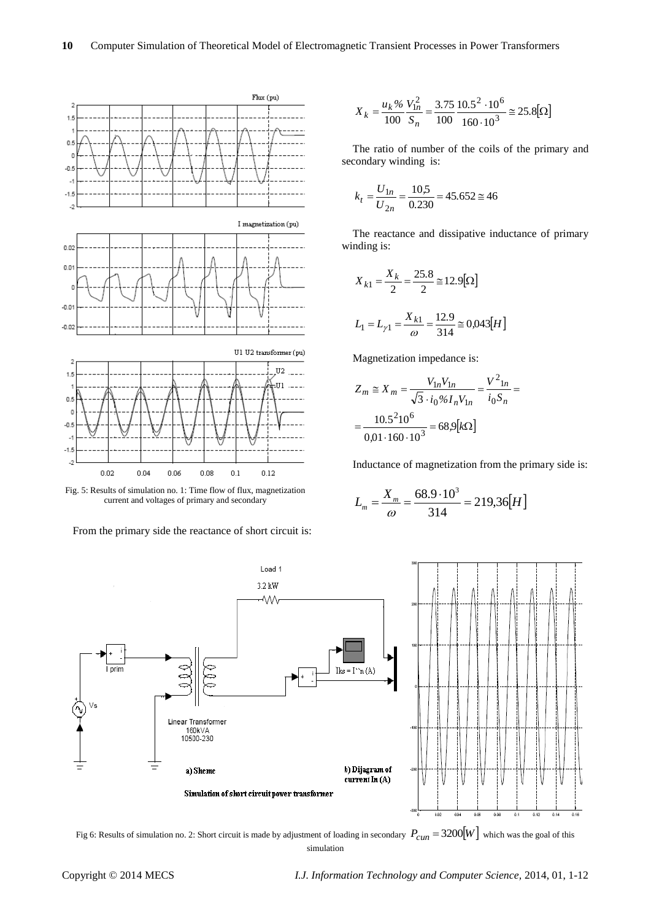Fig. 5: Results of simulation no. 1: Time flow of flux, magnetization current and voltages of primary and secondary

From the primary side the reactance of short circuit is:

$$X_k = \frac{u_k\%}{100}\frac{V_{1n}^2}{S_n} = \frac{3.75}{100}\frac{10.5^2 \cdot 10^6}{160 \cdot 10^3} \cong 25.8[\Omega]$$

The ratio of number of the coils of the primary and secondary winding is:

$$k_t = \frac{U_{1n}}{U_{2n}} = \frac{10{,}5}{0.230} = 45.652 \cong 46$$

The reactance and dissipative inductance of primary winding is:

$$X_{k1} = \frac{X_k}{2} = \frac{25.8}{2} \cong 12.9[\Omega]$$

$$L_1 = L_{\gamma 1} = \frac{X_{k1}}{\omega} = \frac{12.9}{314} \cong 0{,}043[H]$$

Magnetization impedance is:

$$Z_m \cong X_m = \frac{V_{1n}V_{1n}}{\sqrt{3} \cdot i_0\% I_n V_{1n}} = \frac{V^2{}_{1n}}{i_0 S_n} =$$

$$= \frac{10.5^2 10^6}{0{,}01 \cdot 160 \cdot 10^3} = 68{,}9[k\Omega]$$

Inductance of magnetization from the primary side is:

$$L_m = \frac{X_m}{\omega} = \frac{68.9 \cdot 10^3}{314} = 219{,}36[H]$$

Fig 6: Results of simulation no. 2: Short circuit is made by adjustment of loading in secondary $P_{cun} = 3200[W]$ which was the goal of this simulation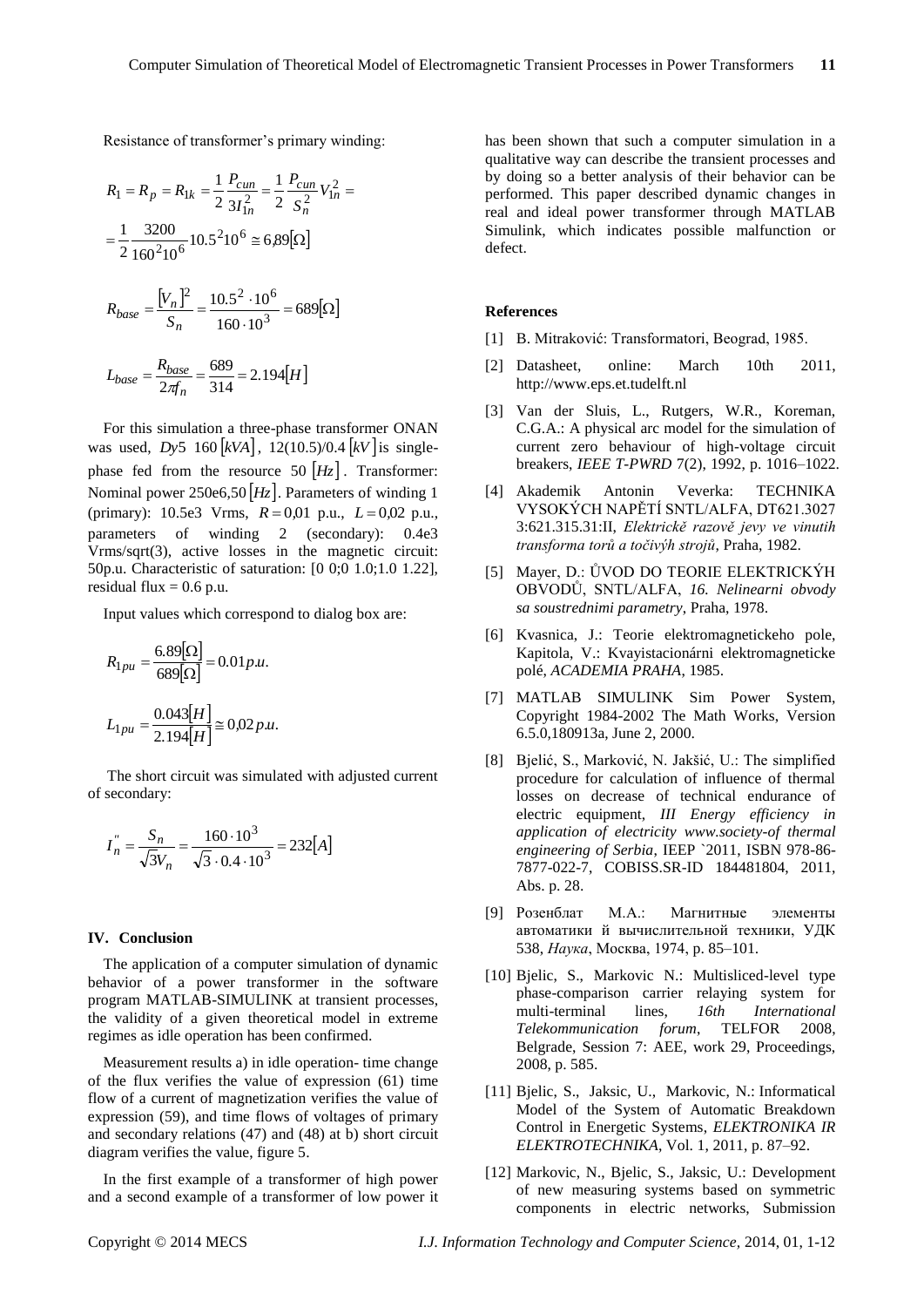Resistance of transformer's primary winding:

$$R_1 = R_p = R_{1k} = \frac{1}{2}\frac{P_{cun}}{3I_{1n}^2} = \frac{1}{2}\frac{P_{cun}}{S_n^2}V_{1n}^2 =$$

$$= \frac{1}{2}\frac{3200}{160^2 10^6}10.5^2 10^6 \cong 6{,}89[\Omega]$$

$$R_{base} = \frac{[V_n]^2}{S_n} = \frac{10.5^2 \cdot 10^6}{160 \cdot 10^3} = 689[\Omega]$$

$$L_{base} = \frac{R_{base}}{2\pi f_n} = \frac{689}{314} = 2.194[H]$$

For this simulation a three-phase transformer ONAN was used, $Dy5\ 160\,[kVA]$, $12(10.5)/0.4\,[kV]$ is single-phase fed from the resource $50\,[Hz]$. Transformer: Nominal power $250e6,50\,[Hz]$. Parameters of winding 1 (primary): 10.5e3 Vrms, $R = 0{,}01$ p.u., $L = 0{,}02$ p.u., parameters of winding 2 (secondary): 0.4e3 Vrms/sqrt(3), active losses in the magnetic circuit: 50p.u. Characteristic of saturation: [0 0;0 1.0;1.0 1.22], residual flux = 0.6 p.u.

Input values which correspond to dialog box are:

$$R_{1pu} = \frac{6.89[\Omega]}{689[\Omega]} = 0.01 p.u.$$

$$L_{1pu} = \frac{0.043[H]}{2.194[H]} \cong 0{,}02 p.u.$$

The short circuit was simulated with adjusted current of secondary:

$$I_n'' = \frac{S_n}{\sqrt{3}V_n} = \frac{160 \cdot 10^3}{\sqrt{3} \cdot 0.4 \cdot 10^3} = 232[A]$$

## IV. Conclusion

The application of a computer simulation of dynamic behavior of a power transformer in the software program MATLAB-SIMULINK at transient processes, the validity of a given theoretical model in extreme regimes as idle operation has been confirmed.

Measurement results a) in idle operation- time change of the flux verifies the value of expression (61) time flow of a current of magnetization verifies the value of expression (59), and time flows of voltages of primary and secondary relations (47) and (48) at b) short circuit diagram verifies the value, figure 5.

In the first example of a transformer of high power and a second example of a transformer of low power it has been shown that such a computer simulation in a qualitative way can describe the transient processes and by doing so a better analysis of their behavior can be performed. This paper described dynamic changes in real and ideal power transformer through MATLAB Simulink, which indicates possible malfunction or defect.

## References

[1] B. Mitraković: Transformatori, Beograd, 1985.

[2] Datasheet, online: March 10th 2011, http://www.eps.et.tudelft.nl

[3] Van der Sluis, L., Rutgers, W.R., Koreman, C.G.A.: A physical arc model for the simulation of current zero behaviour of high-voltage circuit breakers, *IEEE T-PWRD* 7(2), 1992, p. 1016–1022.

[4] Akademik Antonin Veverka: TECHNIKA VYSOKÝCH NAPĚTÍ SNTL/ALFA, DT621.3027 3:621.315.31:II, *Elektrickě razově jevy ve vinutih transforma torů a točivýh strojů*, Praha, 1982.

[5] Mayer, D.: ŮVOD DO TEORIE ELEKTRICKÝH OBVODŮ, SNTL/ALFA, *16. Nelinearni obvody sa soustrednimi parametry*, Praha, 1978.

[6] Kvasnica, J.: Teorie elektromagnetickeho pole, Kapitola, V.: Kvayistacionárni elektromagneticke polé, *ACADEMIA PRAHA*, 1985.

[7] MATLAB SIMULINK Sim Power System, Copyright 1984-2002 The Math Works, Version 6.5.0,180913a, June 2, 2000.

[8] Bjelić, S., Marković, N. Jakšić, U.: The simplified procedure for calculation of influence of thermal losses on decrease of technical endurance of electric equipment, *III Energy efficiency in application of electricity www.society-of thermal engineering of Serbia*, IEEP `2011, ISBN 978-86-7877-022-7, COBISS.SR-ID 184481804, 2011, Abs. p. 28.

[9] Розенблат М.А.: Магнитные элементы автоматики й вычислительной техники, УДК 538, *Наука*, Москва, 1974, p. 85–101.

[10] Bjelic, S., Markovic N.: Multisliced-level type phase-comparison carrier relaying system for multi-terminal lines, *16th International Telekommunication forum*, TELFOR 2008, Belgrade, Session 7: AEE, work 29, Proceedings, 2008, p. 585.

[11] Bjelic, S., Jaksic, U., Markovic, N.: Informatical Model of the System of Automatic Breakdown Control in Energetic Systems, *ELEKTRONIKA IR ELEKTROTECHNIKA*, Vol. 1, 2011, p. 87–92.

[12] Markovic, N., Bjelic, S., Jaksic, U.: Development of new measuring systems based on symmetric components in electric networks, Submission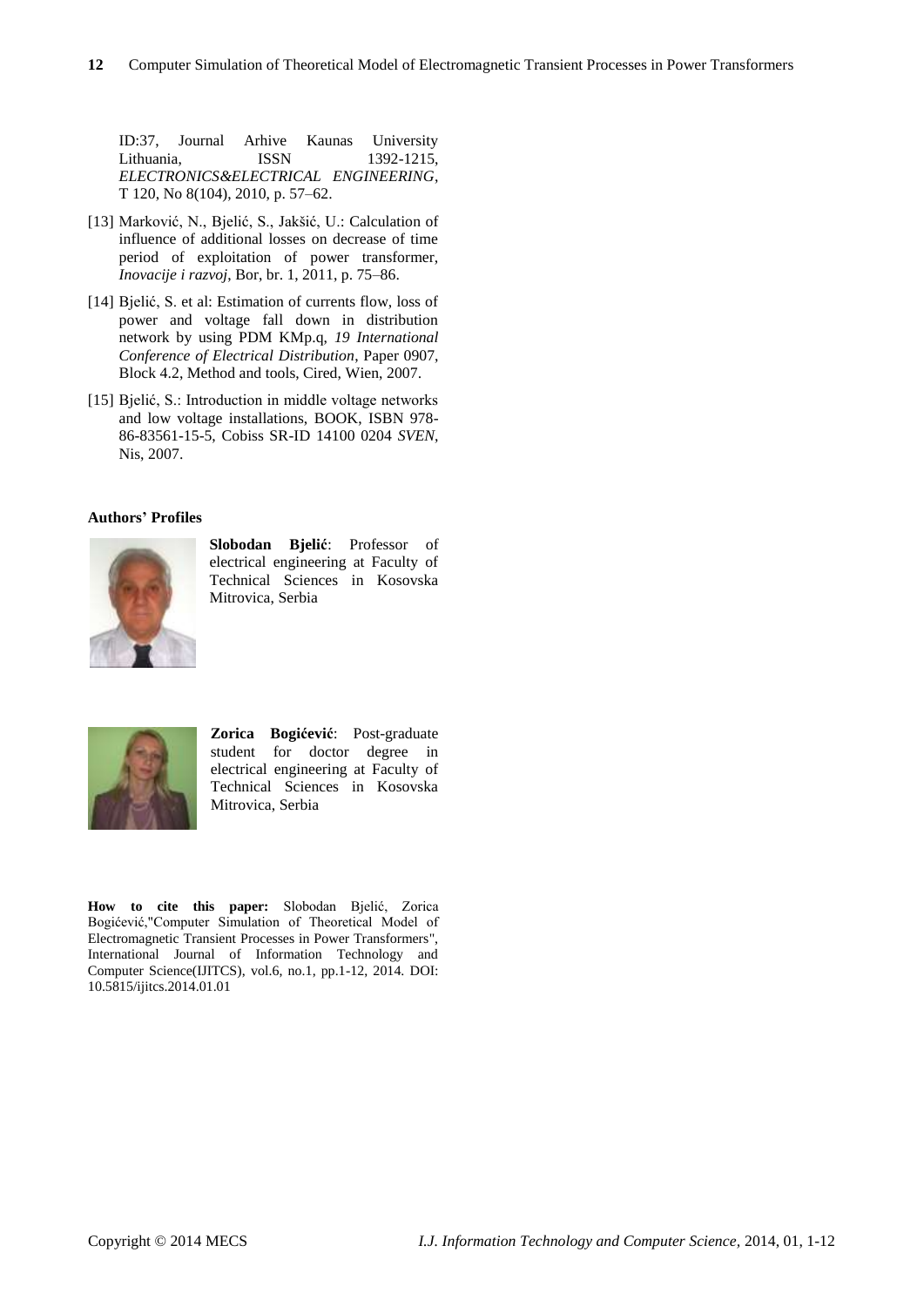ID:37, Journal Arhive Kaunas University Lithuania, ISSN 1392-1215, *ELECTRONICS&ELECTRICAL ENGINEERING*, T 120, No 8(104), 2010, p. 57–62.

[13] Marković, N., Bjelić, S., Jakšić, U.: Calculation of influence of additional losses on decrease of time period of exploitation of power transformer, *Inovacije i razvoj*, Bor, br. 1, 2011, p. 75–86.

[14] Bjelić, S. et al: Estimation of currents flow, loss of power and voltage fall down in distribution network by using PDM KMp.q, *19 International Conference of Electrical Distribution*, Paper 0907, Block 4.2, Method and tools, Cired, Wien, 2007.

[15] Bjelić, S.: Introduction in middle voltage networks and low voltage installations, BOOK, ISBN 978-86-83561-15-5, Cobiss SR-ID 14100 0204 *SVEN*, Nis, 2007.

**Authors' Profiles**

**Slobodan Bjelić**: Professor of electrical engineering at Faculty of Technical Sciences in Kosovska Mitrovica, Serbia

**Zorica Bogićević**: Post-graduate student for doctor degree in electrical engineering at Faculty of Technical Sciences in Kosovska Mitrovica, Serbia

**How to cite this paper:** Slobodan Bjelić, Zorica Bogićević,"Computer Simulation of Theoretical Model of Electromagnetic Transient Processes in Power Transformers", International Journal of Information Technology and Computer Science(IJITCS), vol.6, no.1, pp.1-12, 2014. DOI: 10.5815/ijitcs.2014.01.01